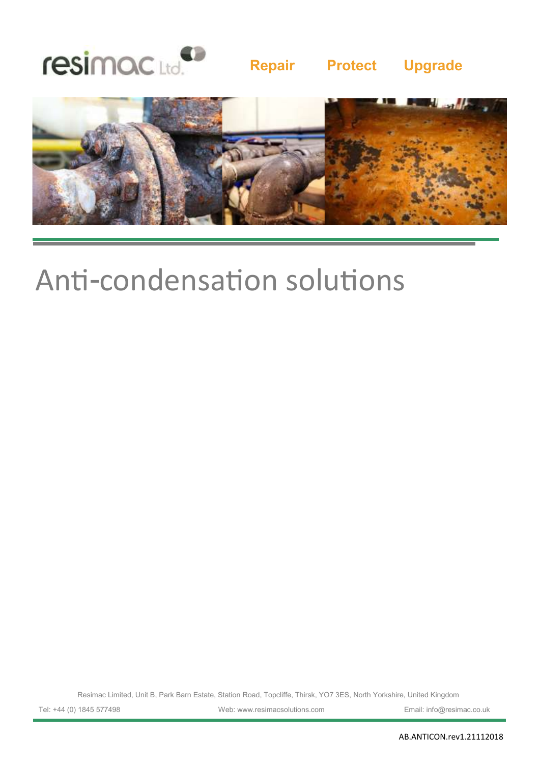resimac Ltd.

**Repair** **Protect** **Upgrade**

# Anti-condensation solutions

Resimac Limited, Unit B, Park Barn Estate, Station Road, Topcliffe, Thirsk, YO7 3ES, North Yorkshire, United Kingdom

Tel: +44 (0) 1845 577498 Web: www.resimacsolutions.com Email: info@resimac.co.uk

AB.ANTICON.rev1.21112018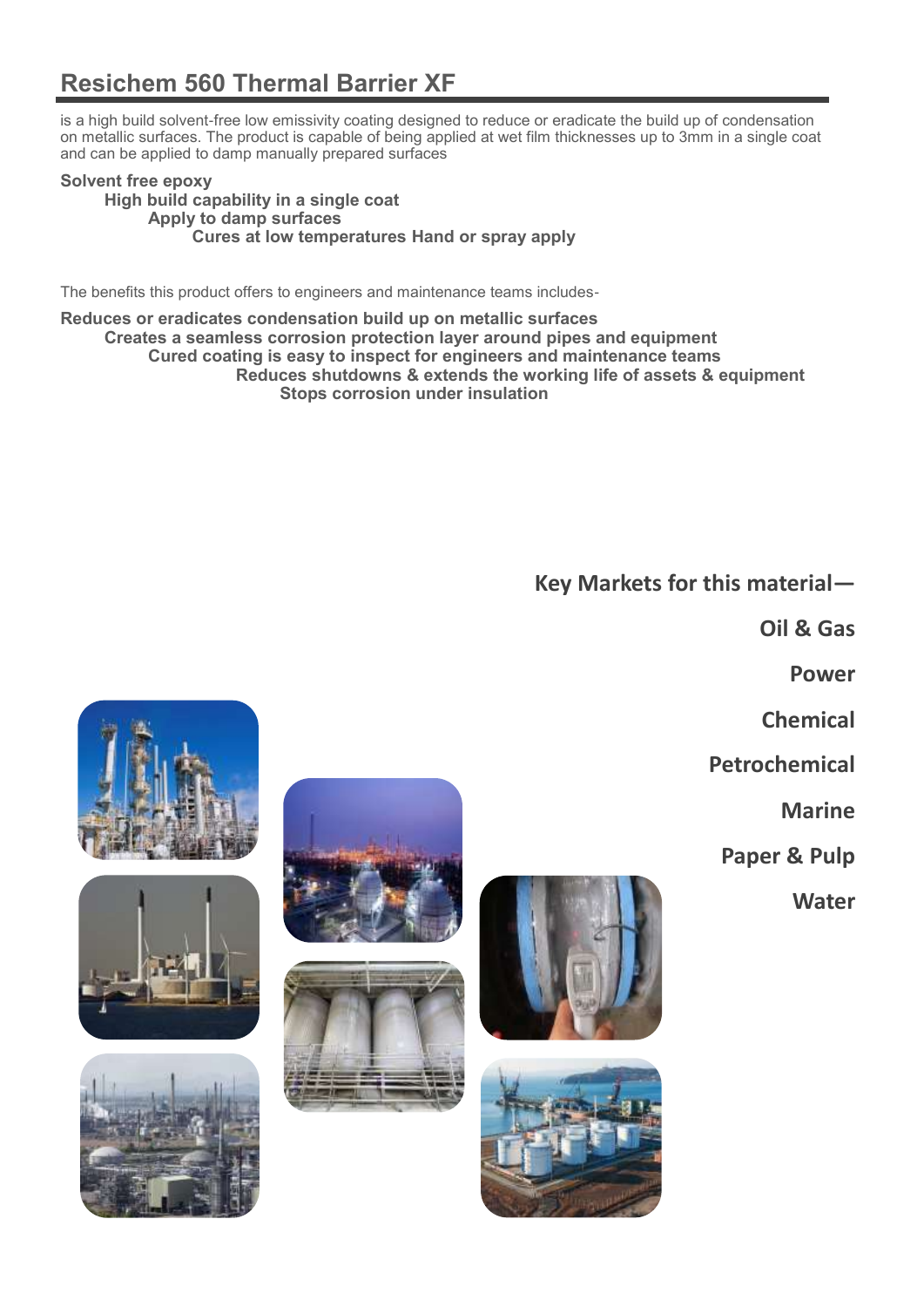## Resichem 560 Thermal Barrier XF

is a high build solvent-free low emissivity coating designed to reduce or eradicate the build up of condensation on metallic surfaces. The product is capable of being applied at wet film thicknesses up to 3mm in a single coat and can be applied to damp manually prepared surfaces

**Solvent free epoxy**
**High build capability in a single coat**
**Apply to damp surfaces**
**Cures at low temperatures Hand or spray apply**

The benefits this product offers to engineers and maintenance teams includes-

**Reduces or eradicates condensation build up on metallic surfaces**
**Creates a seamless corrosion protection layer around pipes and equipment**
**Cured coating is easy to inspect for engineers and maintenance teams**
**Reduces shutdowns & extends the working life of assets & equipment**
**Stops corrosion under insulation**

**Key Markets for this material—**

**Oil & Gas**

**Power**

**Chemical**

**Petrochemical**

**Marine**

**Paper & Pulp**

**Water**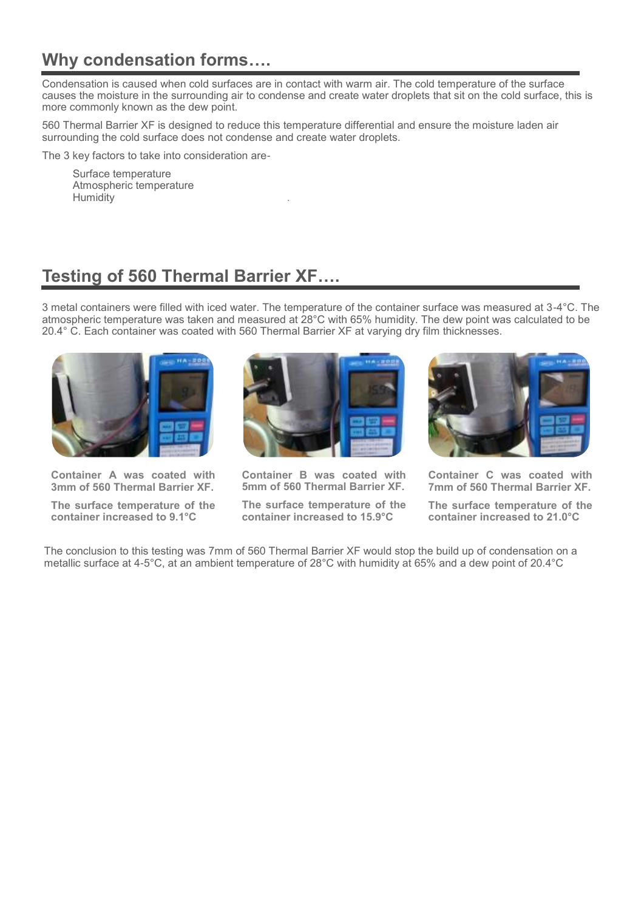## Why condensation forms….

Condensation is caused when cold surfaces are in contact with warm air. The cold temperature of the surface causes the moisture in the surrounding air to condense and create water droplets that sit on the cold surface, this is more commonly known as the dew point.

560 Thermal Barrier XF is designed to reduce this temperature differential and ensure the moisture laden air surrounding the cold surface does not condense and create water droplets.

The 3 key factors to take into consideration are-

- Surface temperature
- Atmospheric temperature
- Humidity

## Testing of 560 Thermal Barrier XF….

3 metal containers were filled with iced water. The temperature of the container surface was measured at 3-4°C. The atmospheric temperature was taken and measured at 28°C with 65% humidity. The dew point was calculated to be 20.4° C. Each container was coated with 560 Thermal Barrier XF at varying dry film thicknesses.

**Container A was coated with 3mm of 560 Thermal Barrier XF.**

**The surface temperature of the container increased to 9.1°C**

**Container B was coated with 5mm of 560 Thermal Barrier XF.**

**The surface temperature of the container increased to 15.9°C**

**Container C was coated with 7mm of 560 Thermal Barrier XF.**

**The surface temperature of the container increased to 21.0°C**

The conclusion to this testing was 7mm of 560 Thermal Barrier XF would stop the build up of condensation on a metallic surface at 4-5°C, at an ambient temperature of 28°C with humidity at 65% and a dew point of 20.4°C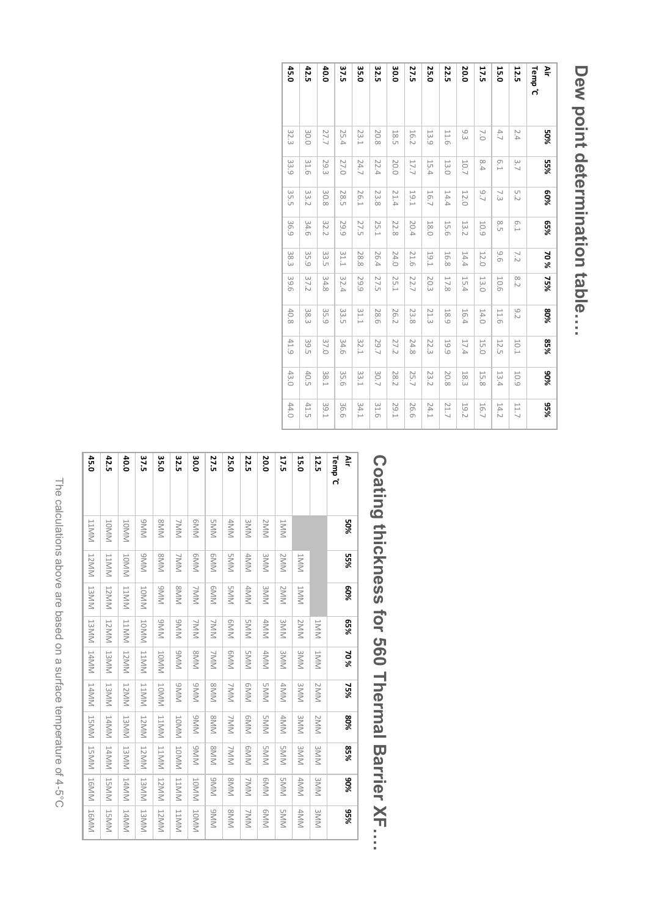# Dew point determination table…

| Air Temp °C | 50% | 55% | 60% | 65% | 70 % | 75% | 80% | 85% | 90% | 95% |
|---|---|---|---|---|---|---|---|---|---|---|
| **12.5** | 2.4 | 3.7 | 5.2 | 6.1 | 7.2 | 8.2 | 9.2 | 10.1 | 10.9 | 11.7 |
| **15.0** | 4.7 | 6.1 | 7.3 | 8.5 | 9.6 | 10.6 | 11.6 | 12.5 | 13.4 | 14.2 |
| **17.5** | 7.0 | 8.4 | 9.7 | 10.9 | 12.0 | 13.0 | 14.0 | 15.0 | 15.8 | 16.7 |
| **20.0** | 9.3 | 10.7 | 12.0 | 13.2 | 14.4 | 15.4 | 16.4 | 17.4 | 18.3 | 19.2 |
| **22.5** | 11.6 | 13.0 | 14.4 | 15.6 | 16.8 | 17.8 | 18.9 | 19.9 | 20.8 | 21.7 |
| **25.0** | 13.9 | 15.4 | 16.7 | 18.0 | 19.1 | 20.3 | 21.3 | 22.3 | 23.2 | 24.1 |
| **27.5** | 16.2 | 17.7 | 19.1 | 20.4 | 21.6 | 22.7 | 23.8 | 24.8 | 25.7 | 26.6 |
| **30.0** | 18.5 | 20.0 | 21.4 | 22.8 | 24.0 | 25.1 | 26.2 | 27.2 | 28.2 | 29.1 |
| **32.5** | 20.8 | 22.4 | 23.8 | 25.1 | 26.4 | 27.5 | 28.6 | 29.7 | 30.7 | 31.6 |
| **35.0** | 23.1 | 24.7 | 26.1 | 27.5 | 28.8 | 29.9 | 31.1 | 32.1 | 33.1 | 34.1 |
| **37.5** | 25.4 | 27.0 | 28.5 | 29.9 | 31.1 | 32.4 | 33.5 | 34.6 | 35.6 | 36.6 |
| **40.0** | 27.7 | 29.3 | 30.8 | 32.2 | 33.5 | 34.8 | 35.9 | 37.0 | 38.1 | 39.1 |
| **42.5** | 30.0 | 31.6 | 33.2 | 34.6 | 35.9 | 37.2 | 38.3 | 39.5 | 40.5 | 41.5 |
| **45.0** | 32.3 | 33.9 | 35.5 | 36.9 | 38.3 | 39.6 | 40.8 | 41.9 | 43.0 | 44.0 |

# Coating thickness for 560 Thermal Barrier XF….

| Air Temp °C | 50% | 55% | 60% | 65% | 70 % | 75% | 80% | 85% | 90% | 95% |
|---|---|---|---|---|---|---|---|---|---|---|
| **12.5** | | | | 1MM | 1MM | 2MM | 2MM | 3MM | 3MM | 3MM |
| **15.0** | | 1MM | 1MM | 2MM | 3MM | 3MM | 3MM | 3MM | 4MM | 4MM |
| **17.5** | 1MM | 2MM | 2MM | 3MM | 3MM | 4MM | 4MM | 5MM | 5MM | 5MM |
| **20.0** | 2MM | 3MM | 3MM | 4MM | 4MM | 5MM | 5MM | 5MM | 6MM | 6MM |
| **22.5** | 3MM | 4MM | 4MM | 5MM | 5MM | 6MM | 6MM | 6MM | 7MM | 7MM |
| **25.0** | 4MM | 5MM | 5MM | 6MM | 6MM | 7MM | 7MM | 7MM | 8MM | 8MM |
| **27.5** | 5MM | 6MM | 6MM | 7MM | 7MM | 8MM | 8MM | 8MM | 9MM | 9MM |
| **30.0** | 6MM | 6MM | 7MM | 7MM | 8MM | 9MM | 9MM | 9MM | 10MM | 10MM |
| **32.5** | 7MM | 7MM | 8MM | 9MM | 9MM | 9MM | 10MM | 10MM | 11MM | 11MM |
| **35.0** | 8MM | 8MM | 9MM | 9MM | 10MM | 10MM | 11MM | 11MM | 12MM | 12MM |
| **37.5** | 9MM | 9MM | 10MM | 10MM | 11MM | 11MM | 12MM | 12MM | 13MM | 13MM |
| **40.0** | 10MM | 10MM | 11MM | 11MM | 12MM | 12MM | 13MM | 13MM | 14MM | 14MM |
| **42.5** | 10MM | 11MM | 12MM | 12MM | 13MM | 13MM | 14MM | 14MM | 15MM | 15MM |
| **45.0** | 11MM | 12MM | 13MM | 13MM | 14MM | 14MM | 15MM | 15MM | 16MM | 16MM |

The calculations above are based on a surface temperature of 4-5°C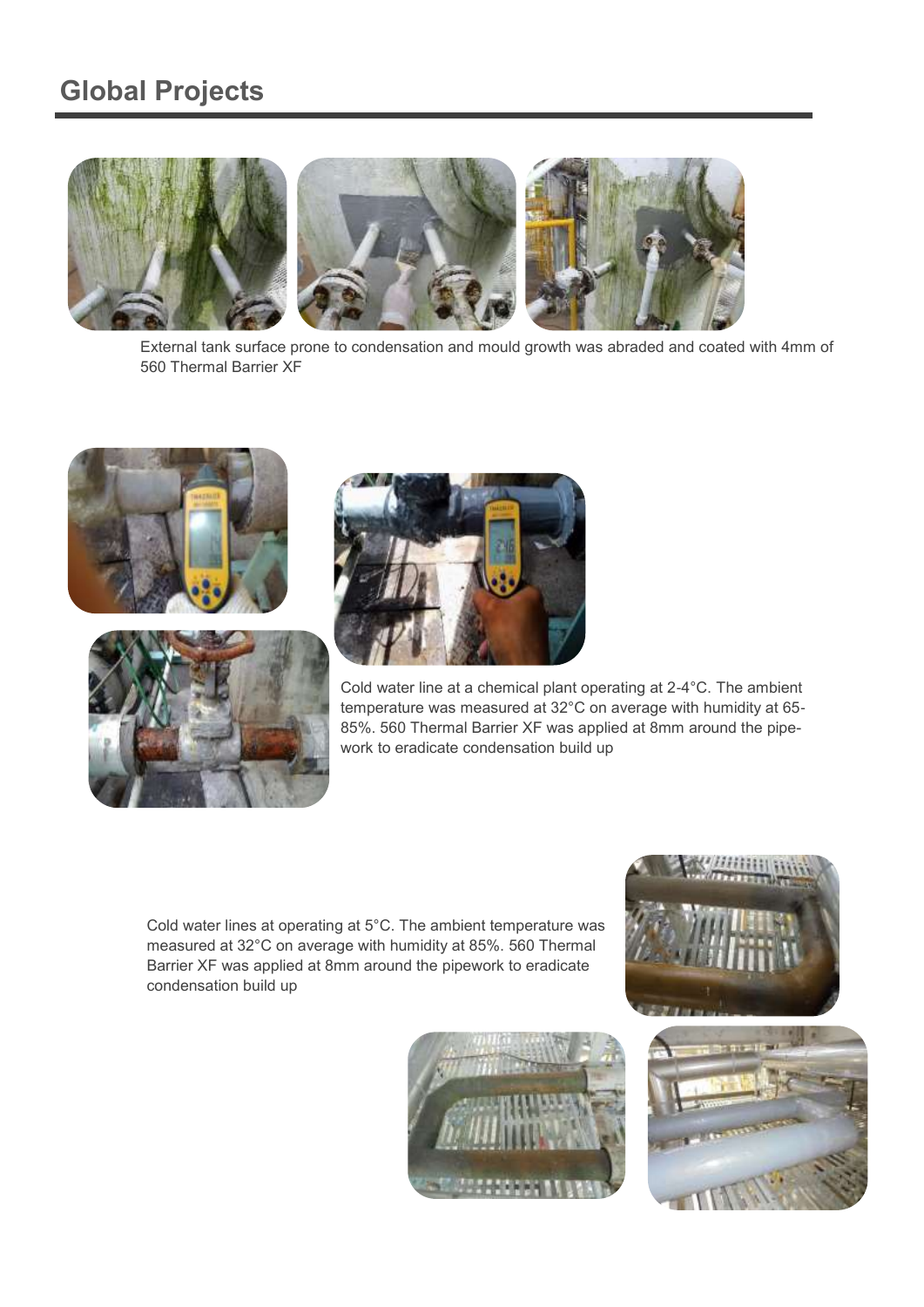# Global Projects

External tank surface prone to condensation and mould growth was abraded and coated with 4mm of 560 Thermal Barrier XF

Cold water line at a chemical plant operating at 2-4°C. The ambient temperature was measured at 32°C on average with humidity at 65-85%. 560 Thermal Barrier XF was applied at 8mm around the pipe-work to eradicate condensation build up

Cold water lines at operating at 5°C. The ambient temperature was measured at 32°C on average with humidity at 85%. 560 Thermal Barrier XF was applied at 8mm around the pipework to eradicate condensation build up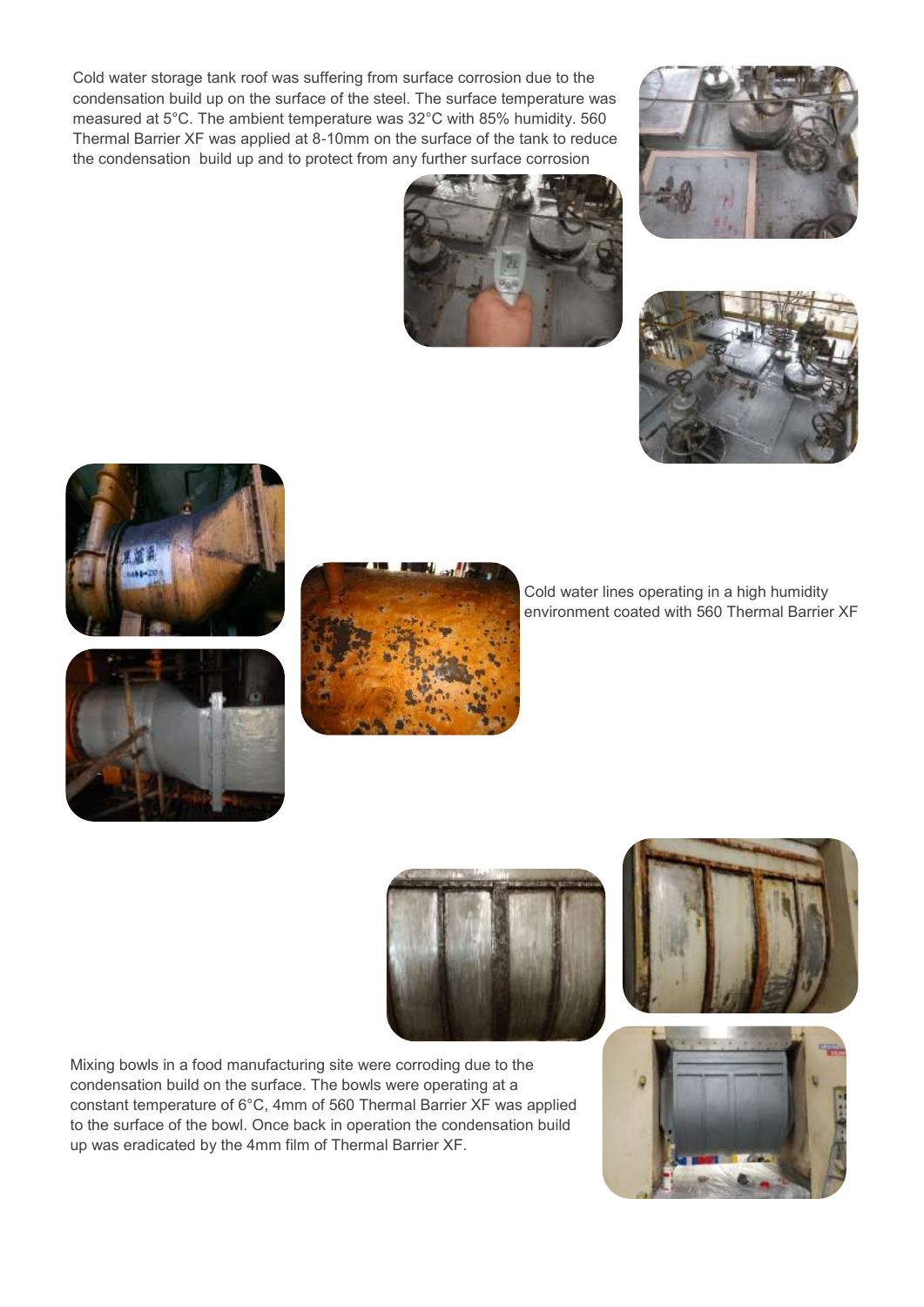Cold water storage tank roof was suffering from surface corrosion due to the condensation build up on the surface of the steel. The surface temperature was measured at 5°C. The ambient temperature was 32°C with 85% humidity. 560 Thermal Barrier XF was applied at 8-10mm on the surface of the tank to reduce the condensation build up and to protect from any further surface corrosion

Cold water lines operating in a high humidity environment coated with 560 Thermal Barrier XF

Mixing bowls in a food manufacturing site were corroding due to the condensation build on the surface. The bowls were operating at a constant temperature of 6°C, 4mm of 560 Thermal Barrier XF was applied to the surface of the bowl. Once back in operation the condensation build up was eradicated by the 4mm film of Thermal Barrier XF.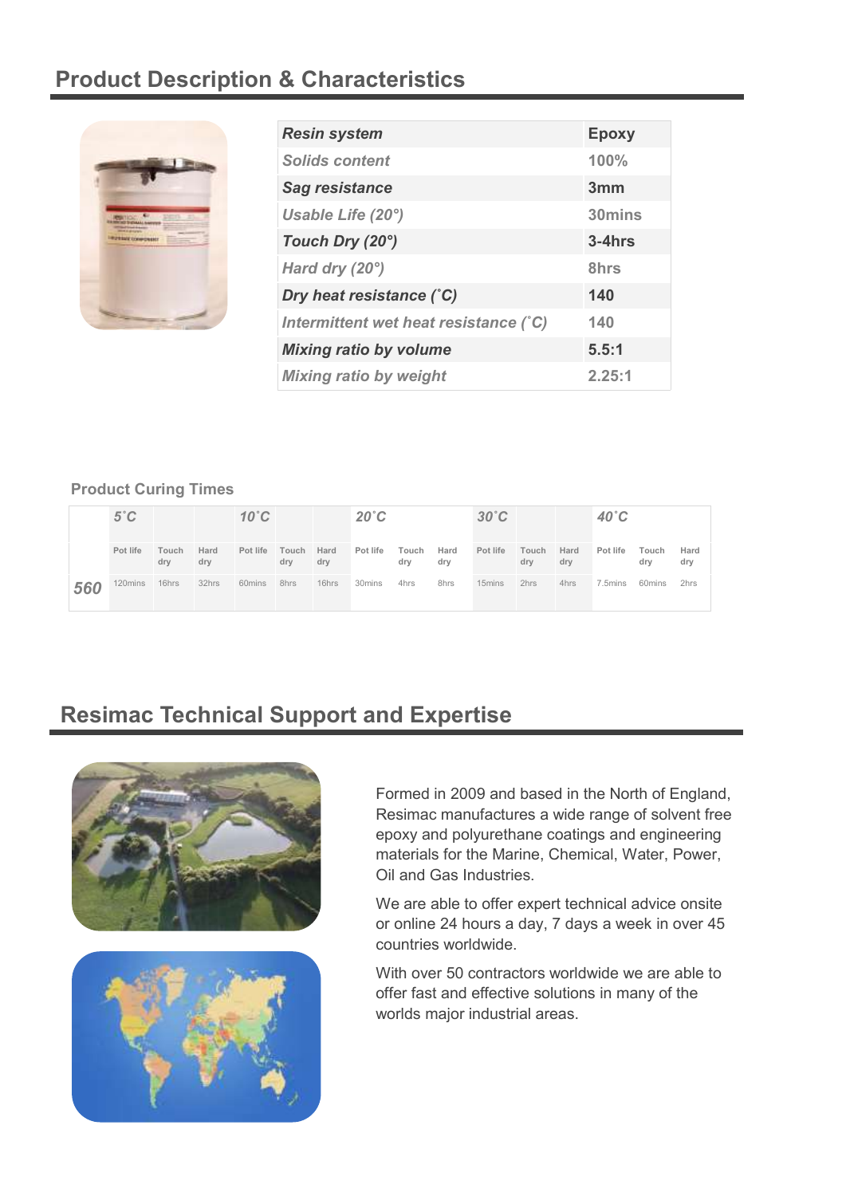## Product Description & Characteristics

| *Resin system* | Epoxy |
|---|---|
| *Solids content* | 100% |
| *Sag resistance* | 3mm |
| *Usable Life (20°)* | 30mins |
| *Touch Dry (20°)* | 3-4hrs |
| *Hard dry (20°)* | 8hrs |
| *Dry heat resistance (˚C)* | 140 |
| *Intermittent wet heat resistance (˚C)* | 140 |
| *Mixing ratio by volume* | 5.5:1 |
| *Mixing ratio by weight* | 2.25:1 |

### Product Curing Times

| | *5˚C* | | | *10˚C* | | | *20˚C* | | | *30˚C* | | | *40˚C* | | |
|---|---|---|---|---|---|---|---|---|---|---|---|---|---|---|---|
| | Pot life | Touch dry | Hard dry | Pot life | Touch dry | Hard dry | Pot life | Touch dry | Hard dry | Pot life | Touch dry | Hard dry | Pot life | Touch dry | Hard dry |
| *560* | 120mins | 16hrs | 32hrs | 60mins | 8hrs | 16hrs | 30mins | 4hrs | 8hrs | 15mins | 2hrs | 4hrs | 7.5mins | 60mins | 2hrs |

## Resimac Technical Support and Expertise

Formed in 2009 and based in the North of England, Resimac manufactures a wide range of solvent free epoxy and polyurethane coatings and engineering materials for the Marine, Chemical, Water, Power, Oil and Gas Industries.

We are able to offer expert technical advice onsite or online 24 hours a day, 7 days a week in over 45 countries worldwide.

With over 50 contractors worldwide we are able to offer fast and effective solutions in many of the worlds major industrial areas.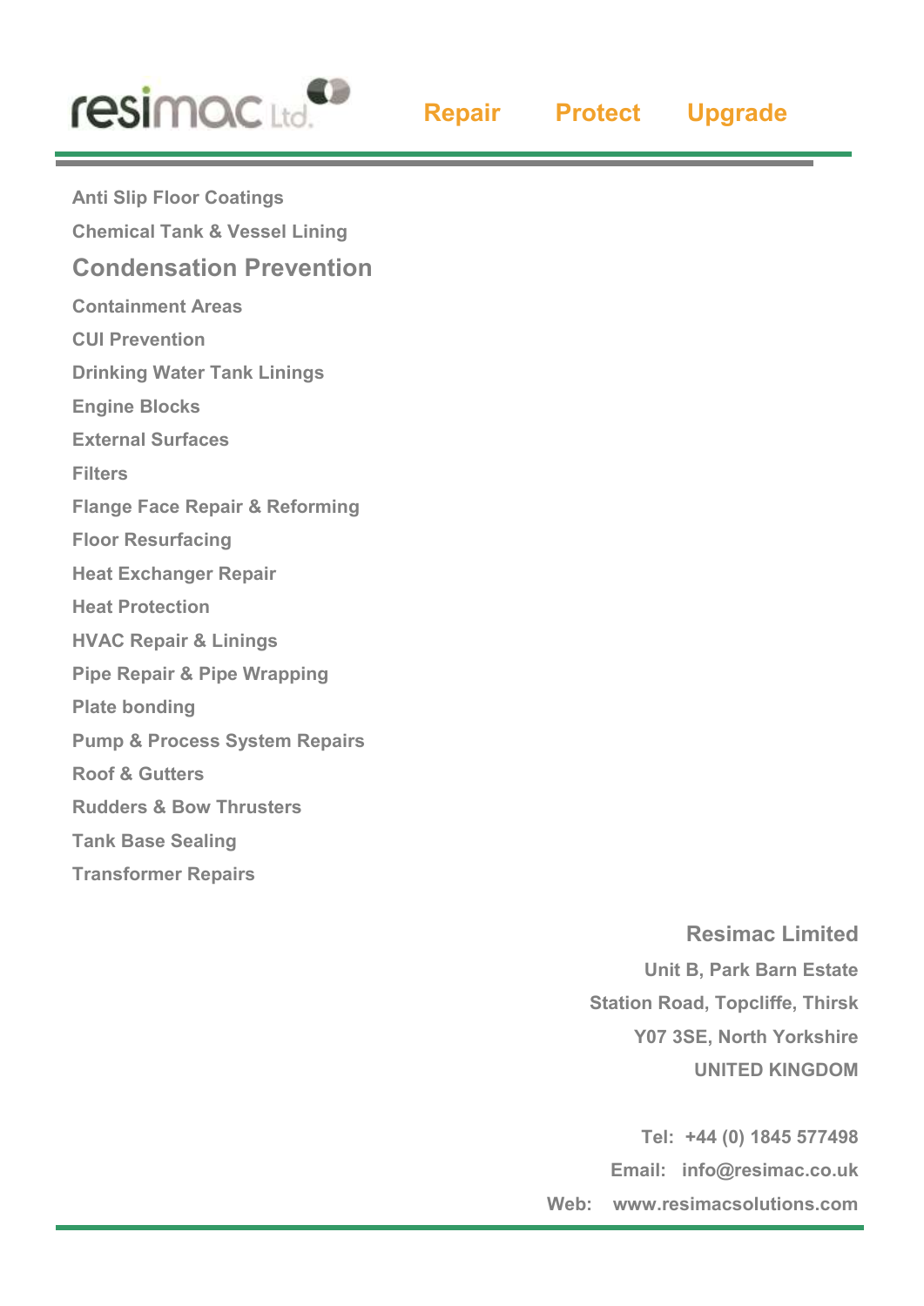resimac Ltd.

**Repair** **Protect** **Upgrade**

---

Anti Slip Floor Coatings

Chemical Tank & Vessel Lining

## Condensation Prevention

Containment Areas

CUI Prevention

Drinking Water Tank Linings

Engine Blocks

External Surfaces

Filters

Flange Face Repair & Reforming

Floor Resurfacing

Heat Exchanger Repair

Heat Protection

HVAC Repair & Linings

Pipe Repair & Pipe Wrapping

Plate bonding

Pump & Process System Repairs

Roof & Gutters

Rudders & Bow Thrusters

Tank Base Sealing

Transformer Repairs

**Resimac Limited**

Unit B, Park Barn Estate

Station Road, Topcliffe, Thirsk

Y07 3SE, North Yorkshire

UNITED KINGDOM

Tel: +44 (0) 1845 577498

Email: info@resimac.co.uk

Web: www.resimacsolutions.com